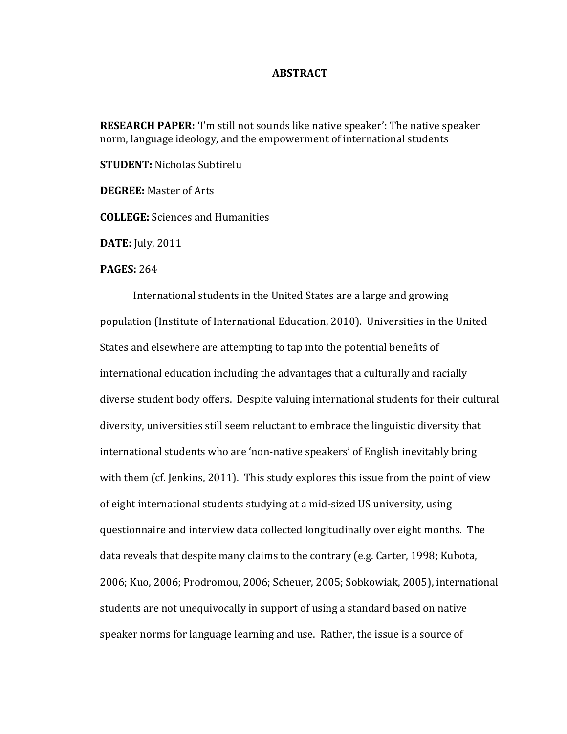# ABSTRACT

**RESEARCH PAPER:** 'I'm still not sounds like native speaker': The native speaker norm, language ideology, and the empowerment of international students

**STUDENT:** Nicholas Subtirelu

**DEGREE:** Master of Arts

**COLLEGE:** Sciences and Humanities

**DATE:** July, 2011

**PAGES:** 264

International students in the United States are a large and growing population (Institute of International Education, 2010). Universities in the United States and elsewhere are attempting to tap into the potential benefits of international education including the advantages that a culturally and racially diverse student body offers. Despite valuing international students for their cultural diversity, universities still seem reluctant to embrace the linguistic diversity that international students who are 'non-native speakers' of English inevitably bring with them (cf. Jenkins, 2011). This study explores this issue from the point of view of eight international students studying at a mid-sized US university, using questionnaire and interview data collected longitudinally over eight months. The data reveals that despite many claims to the contrary (e.g. Carter, 1998; Kubota, 2006; Kuo, 2006; Prodromou, 2006; Scheuer, 2005; Sobkowiak, 2005), international students are not unequivocally in support of using a standard based on native speaker norms for language learning and use. Rather, the issue is a source of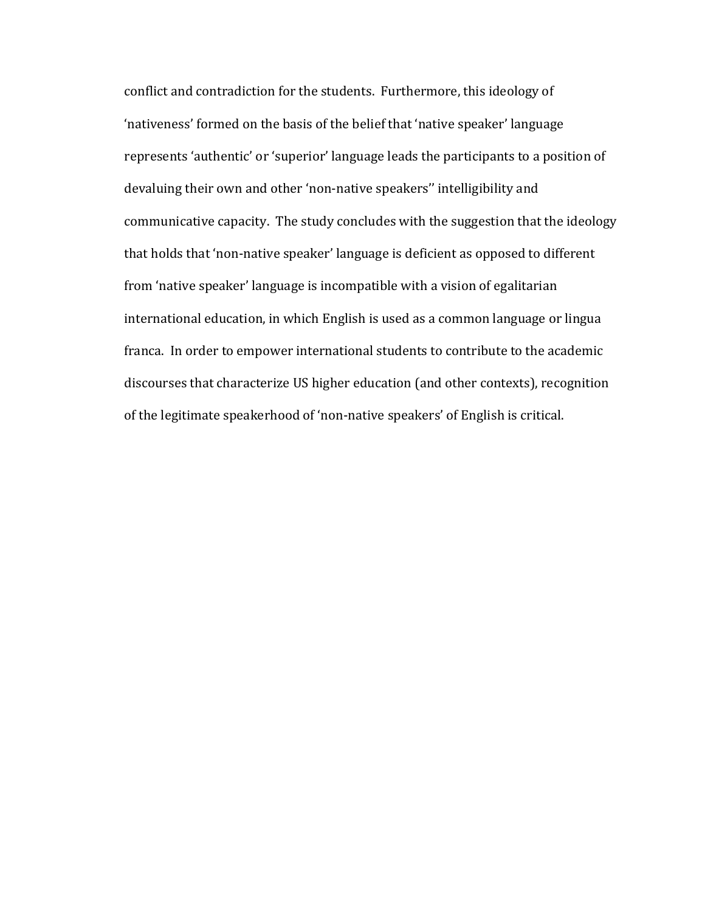conflict and contradiction for the students. Furthermore, this ideology of 'nativeness' formed on the basis of the belief that 'native speaker' language represents 'authentic' or 'superior' language leads the participants to a position of devaluing their own and other 'non-native speakers'' intelligibility and communicative capacity. The study concludes with the suggestion that the ideology that holds that 'non-native speaker' language is deficient as opposed to different from 'native speaker' language is incompatible with a vision of egalitarian international education, in which English is used as a common language or lingua franca. In order to empower international students to contribute to the academic discourses that characterize US higher education (and other contexts), recognition of the legitimate speakerhood of 'non-native speakers' of English is critical.